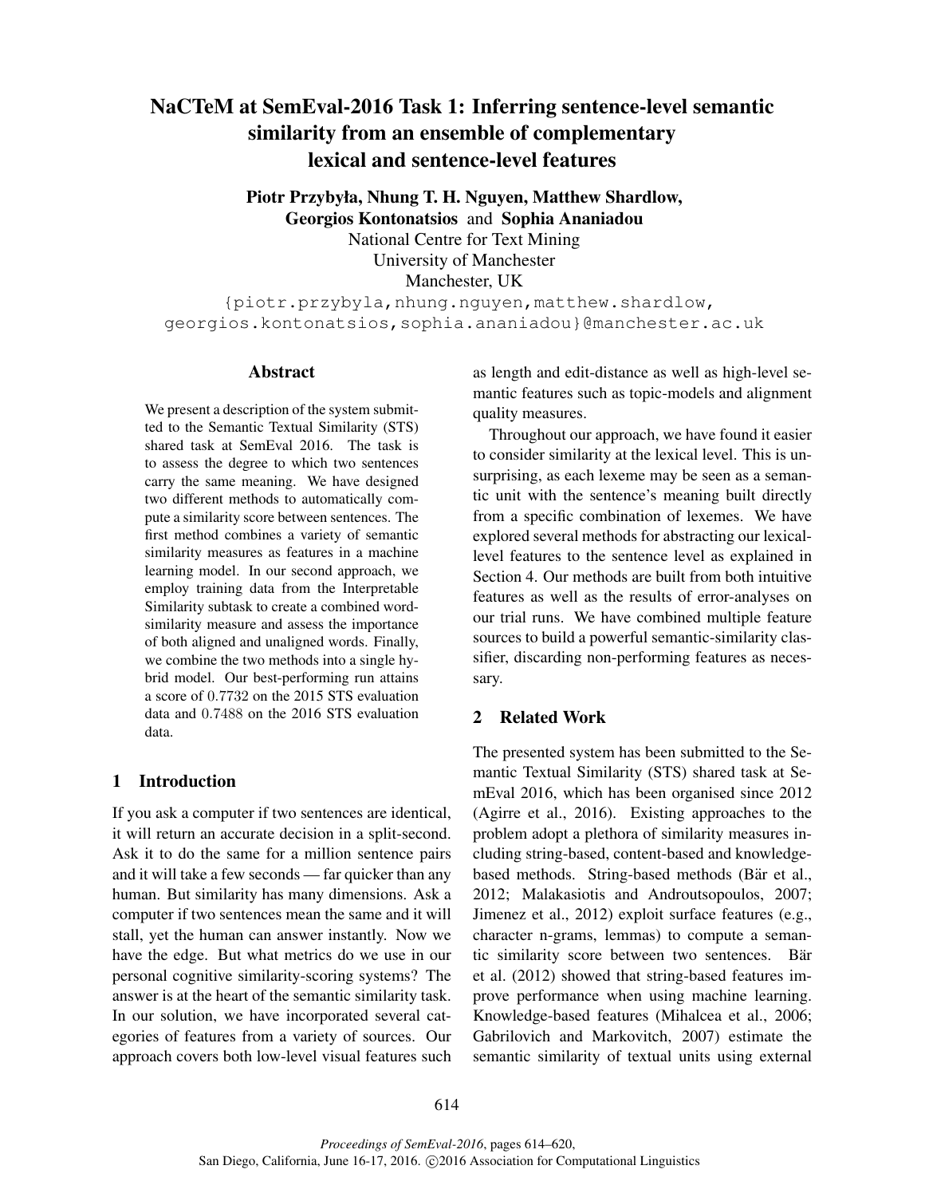# NaCTeM at SemEval-2016 Task 1: Inferring sentence-level semantic similarity from an ensemble of complementary lexical and sentence-level features

**Piotr Przybyła, Nhung T. H. Nguyen, Matthew Shardlow, Georgios Kontonatsios and Sophia Ananiadou**

National Centre for Text Mining
University of Manchester
Manchester, UK

{piotr.przybyla,nhung.nguyen,matthew.shardlow, georgios.kontonatsios,sophia.ananiadou}@manchester.ac.uk

## Abstract

We present a description of the system submitted to the Semantic Textual Similarity (STS) shared task at SemEval 2016. The task is to assess the degree to which two sentences carry the same meaning. We have designed two different methods to automatically compute a similarity score between sentences. The first method combines a variety of semantic similarity measures as features in a machine learning model. In our second approach, we employ training data from the Interpretable Similarity subtask to create a combined word-similarity measure and assess the importance of both aligned and unaligned words. Finally, we combine the two methods into a single hybrid model. Our best-performing run attains a score of 0.7732 on the 2015 STS evaluation data and 0.7488 on the 2016 STS evaluation data.

## 1 Introduction

If you ask a computer if two sentences are identical, it will return an accurate decision in a split-second. Ask it to do the same for a million sentence pairs and it will take a few seconds — far quicker than any human. But similarity has many dimensions. Ask a computer if two sentences mean the same and it will stall, yet the human can answer instantly. Now we have the edge. But what metrics do we use in our personal cognitive similarity-scoring systems? The answer is at the heart of the semantic similarity task. In our solution, we have incorporated several categories of features from a variety of sources. Our approach covers both low-level visual features such as length and edit-distance as well as high-level semantic features such as topic-models and alignment quality measures.

Throughout our approach, we have found it easier to consider similarity at the lexical level. This is unsurprising, as each lexeme may be seen as a semantic unit with the sentence's meaning built directly from a specific combination of lexemes. We have explored several methods for abstracting our lexical-level features to the sentence level as explained in Section 4. Our methods are built from both intuitive features as well as the results of error-analyses on our trial runs. We have combined multiple feature sources to build a powerful semantic-similarity classifier, discarding non-performing features as necessary.

## 2 Related Work

The presented system has been submitted to the Semantic Textual Similarity (STS) shared task at SemEval 2016, which has been organised since 2012 (Agirre et al., 2016). Existing approaches to the problem adopt a plethora of similarity measures including string-based, content-based and knowledge-based methods. String-based methods (Bär et al., 2012; Malakasiotis and Androutsopoulos, 2007; Jimenez et al., 2012) exploit surface features (e.g., character n-grams, lemmas) to compute a semantic similarity score between two sentences. Bär et al. (2012) showed that string-based features improve performance when using machine learning. Knowledge-based features (Mihalcea et al., 2006; Gabrilovich and Markovitch, 2007) estimate the semantic similarity of textual units using external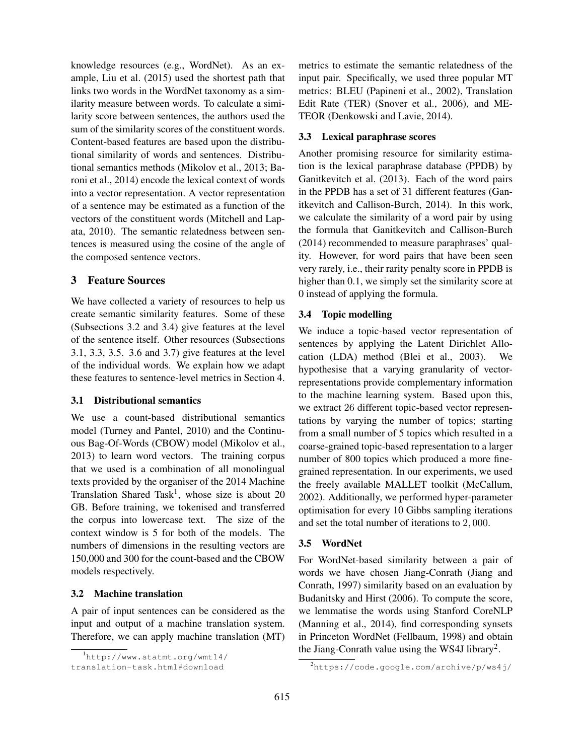knowledge resources (e.g., WordNet). As an example, Liu et al. (2015) used the shortest path that links two words in the WordNet taxonomy as a similarity measure between words. To calculate a similarity score between sentences, the authors used the sum of the similarity scores of the constituent words. Content-based features are based upon the distributional similarity of words and sentences. Distributional semantics methods (Mikolov et al., 2013; Baroni et al., 2014) encode the lexical context of words into a vector representation. A vector representation of a sentence may be estimated as a function of the vectors of the constituent words (Mitchell and Lapata, 2010). The semantic relatedness between sentences is measured using the cosine of the angle of the composed sentence vectors.

## 3 Feature Sources

We have collected a variety of resources to help us create semantic similarity features. Some of these (Subsections 3.2 and 3.4) give features at the level of the sentence itself. Other resources (Subsections 3.1, 3.3, 3.5. 3.6 and 3.7) give features at the level of the individual words. We explain how we adapt these features to sentence-level metrics in Section 4.

### 3.1 Distributional semantics

We use a count-based distributional semantics model (Turney and Pantel, 2010) and the Continuous Bag-Of-Words (CBOW) model (Mikolov et al., 2013) to learn word vectors. The training corpus that we used is a combination of all monolingual texts provided by the organiser of the 2014 Machine Translation Shared Task[1], whose size is about 20 GB. Before training, we tokenised and transferred the corpus into lowercase text. The size of the context window is 5 for both of the models. The numbers of dimensions in the resulting vectors are 150,000 and 300 for the count-based and the CBOW models respectively.

### 3.2 Machine translation

A pair of input sentences can be considered as the input and output of a machine translation system. Therefore, we can apply machine translation (MT) metrics to estimate the semantic relatedness of the input pair. Specifically, we used three popular MT metrics: BLEU (Papineni et al., 2002), Translation Edit Rate (TER) (Snover et al., 2006), and METEOR (Denkowski and Lavie, 2014).

### 3.3 Lexical paraphrase scores

Another promising resource for similarity estimation is the lexical paraphrase database (PPDB) by Ganitkevitch et al. (2013). Each of the word pairs in the PPDB has a set of 31 different features (Ganitkevitch and Callison-Burch, 2014). In this work, we calculate the similarity of a word pair by using the formula that Ganitkevitch and Callison-Burch (2014) recommended to measure paraphrases' quality. However, for word pairs that have been seen very rarely, i.e., their rarity penalty score in PPDB is higher than 0.1, we simply set the similarity score at 0 instead of applying the formula.

### 3.4 Topic modelling

We induce a topic-based vector representation of sentences by applying the Latent Dirichlet Allocation (LDA) method (Blei et al., 2003). We hypothesise that a varying granularity of vector-representations provide complementary information to the machine learning system. Based upon this, we extract 26 different topic-based vector representations by varying the number of topics; starting from a small number of 5 topics which resulted in a coarse-grained topic-based representation to a larger number of 800 topics which produced a more fine-grained representation. In our experiments, we used the freely available MALLET toolkit (McCallum, 2002). Additionally, we performed hyper-parameter optimisation for every 10 Gibbs sampling iterations and set the total number of iterations to $2,000$.

### 3.5 WordNet

For WordNet-based similarity between a pair of words we have chosen Jiang-Conrath (Jiang and Conrath, 1997) similarity based on an evaluation by Budanitsky and Hirst (2006). To compute the score, we lemmatise the words using Stanford CoreNLP (Manning et al., 2014), find corresponding synsets in Princeton WordNet (Fellbaum, 1998) and obtain the Jiang-Conrath value using the WS4J library[2].

[1] http://www.statmt.org/wmt14/translation-task.html#download

[2] https://code.google.com/archive/p/ws4j/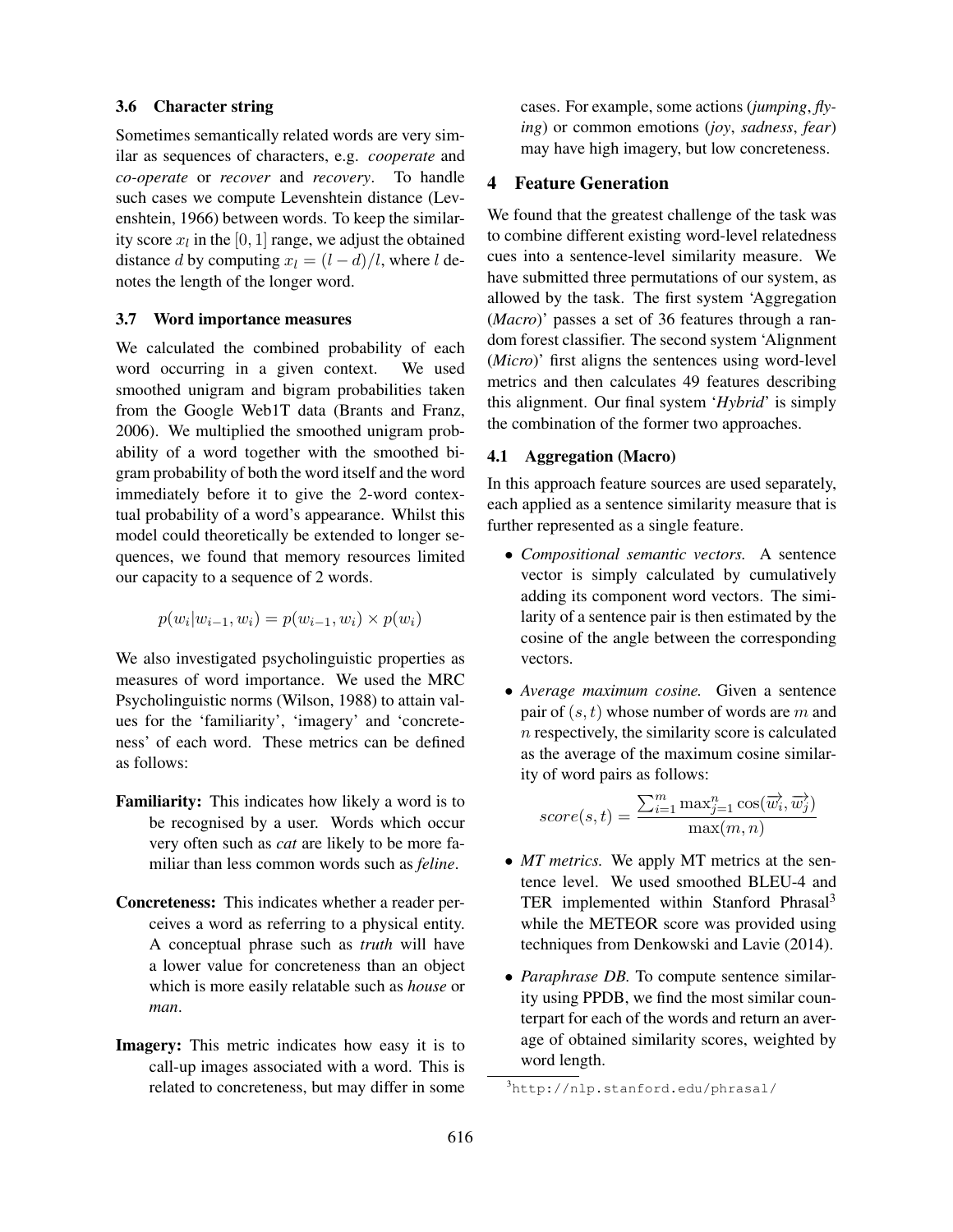### 3.6 Character string

Sometimes semantically related words are very similar as sequences of characters, e.g. *cooperate* and *co-operate* or *recover* and *recovery*. To handle such cases we compute Levenshtein distance (Levenshtein, 1966) between words. To keep the similarity score $x_l$ in the $[0, 1]$ range, we adjust the obtained distance $d$ by computing $x_l = (l - d)/l$, where $l$ denotes the length of the longer word.

### 3.7 Word importance measures

We calculated the combined probability of each word occurring in a given context. We used smoothed unigram and bigram probabilities taken from the Google Web1T data (Brants and Franz, 2006). We multiplied the smoothed unigram probability of a word together with the smoothed bigram probability of both the word itself and the word immediately before it to give the 2-word contextual probability of a word's appearance. Whilst this model could theoretically be extended to longer sequences, we found that memory resources limited our capacity to a sequence of 2 words.

$$p(w_i|w_{i-1}, w_i) = p(w_{i-1}, w_i) \times p(w_i)$$

We also investigated psycholinguistic properties as measures of word importance. We used the MRC Psycholinguistic norms (Wilson, 1988) to attain values for the 'familiarity', 'imagery' and 'concreteness' of each word. These metrics can be defined as follows:

**Familiarity:** This indicates how likely a word is to be recognised by a user. Words which occur very often such as *cat* are likely to be more familiar than less common words such as *feline*.

**Concreteness:** This indicates whether a reader perceives a word as referring to a physical entity. A conceptual phrase such as *truth* will have a lower value for concreteness than an object which is more easily relatable such as *house* or *man*.

**Imagery:** This metric indicates how easy it is to call-up images associated with a word. This is related to concreteness, but may differ in some cases. For example, some actions (*jumping*, *flying*) or common emotions (*joy*, *sadness*, *fear*) may have high imagery, but low concreteness.

## 4 Feature Generation

We found that the greatest challenge of the task was to combine different existing word-level relatedness cues into a sentence-level similarity measure. We have submitted three permutations of our system, as allowed by the task. The first system 'Aggregation (*Macro*)' passes a set of 36 features through a random forest classifier. The second system 'Alignment (*Micro*)' first aligns the sentences using word-level metrics and then calculates 49 features describing this alignment. Our final system '***Hybrid***' is simply the combination of the former two approaches.

### 4.1 Aggregation (Macro)

In this approach feature sources are used separately, each applied as a sentence similarity measure that is further represented as a single feature.

- *Compositional semantic vectors.* A sentence vector is simply calculated by cumulatively adding its component word vectors. The similarity of a sentence pair is then estimated by the cosine of the angle between the corresponding vectors.

- *Average maximum cosine.* Given a sentence pair of $(s, t)$ whose number of words are $m$ and $n$ respectively, the similarity score is calculated as the average of the maximum cosine similarity of word pairs as follows:

$$score(s, t) = \frac{\sum_{i=1}^{m} \max_{j=1}^{n} \cos(\overrightarrow{w_i}, \overrightarrow{w_j})}{\max(m, n)}$$

- *MT metrics.* We apply MT metrics at the sentence level. We used smoothed BLEU-4 and TER implemented within Stanford Phrasal[3] while the METEOR score was provided using techniques from Denkowski and Lavie (2014).

- *Paraphrase DB.* To compute sentence similarity using PPDB, we find the most similar counterpart for each of the words and return an average of obtained similarity scores, weighted by word length.

[3] http://nlp.stanford.edu/phrasal/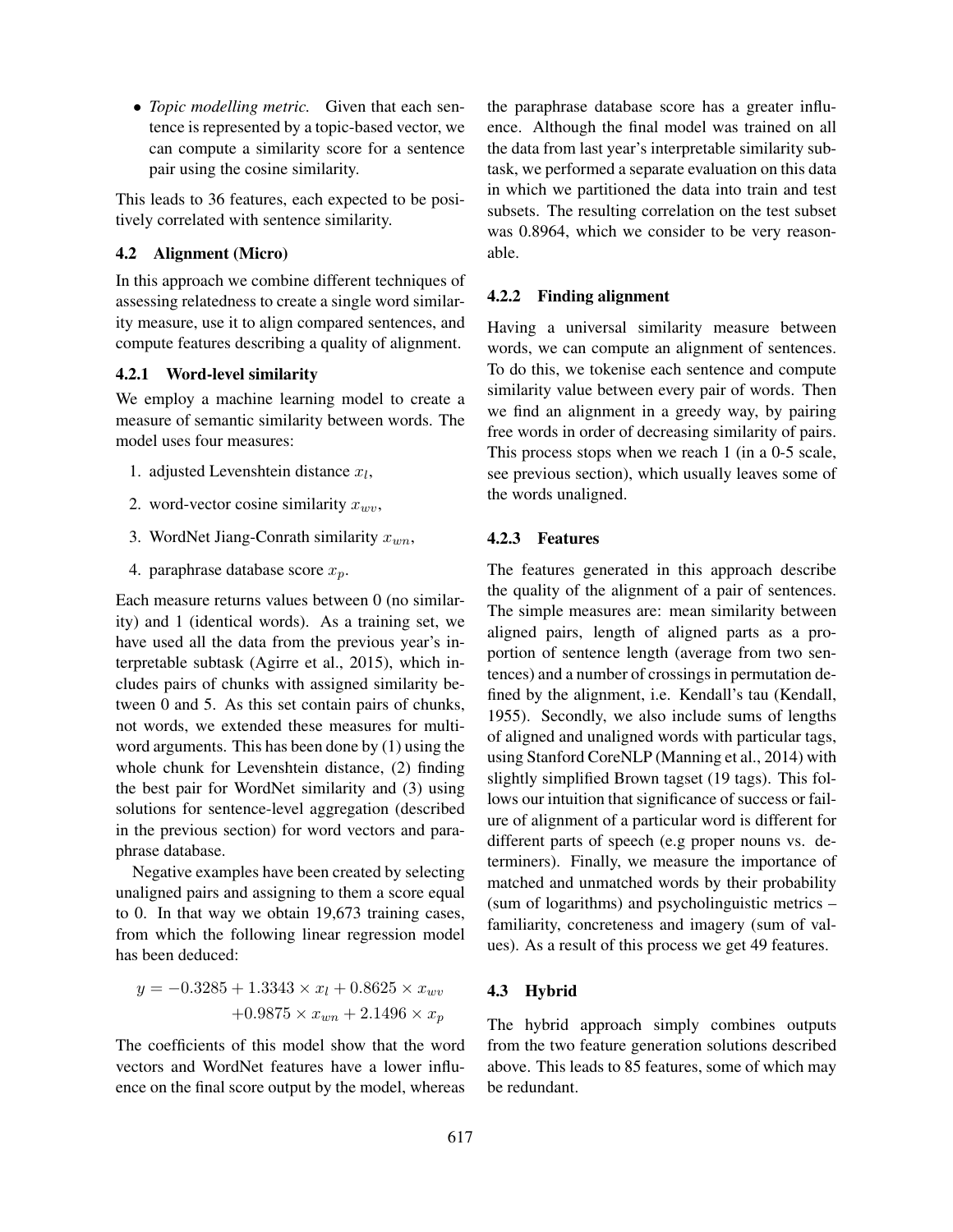- *Topic modelling metric.* Given that each sentence is represented by a topic-based vector, we can compute a similarity score for a sentence pair using the cosine similarity.

This leads to 36 features, each expected to be positively correlated with sentence similarity.

### 4.2 Alignment (Micro)

In this approach we combine different techniques of assessing relatedness to create a single word similarity measure, use it to align compared sentences, and compute features describing a quality of alignment.

#### 4.2.1 Word-level similarity

We employ a machine learning model to create a measure of semantic similarity between words. The model uses four measures:

1. adjusted Levenshtein distance $x_l$,
2. word-vector cosine similarity $x_{wv}$,
3. WordNet Jiang-Conrath similarity $x_{wn}$,
4. paraphrase database score $x_p$.

Each measure returns values between 0 (no similarity) and 1 (identical words). As a training set, we have used all the data from the previous year's interpretable subtask (Agirre et al., 2015), which includes pairs of chunks with assigned similarity between 0 and 5. As this set contain pairs of chunks, not words, we extended these measures for multi-word arguments. This has been done by (1) using the whole chunk for Levenshtein distance, (2) finding the best pair for WordNet similarity and (3) using solutions for sentence-level aggregation (described in the previous section) for word vectors and paraphrase database.

Negative examples have been created by selecting unaligned pairs and assigning to them a score equal to 0. In that way we obtain 19,673 training cases, from which the following linear regression model has been deduced:

$$y = -0.3285 + 1.3343 \times x_l + 0.8625 \times x_{wv} \\ +0.9875 \times x_{wn} + 2.1496 \times x_p$$

The coefficients of this model show that the word vectors and WordNet features have a lower influence on the final score output by the model, whereas the paraphrase database score has a greater influence. Although the final model was trained on all the data from last year's interpretable similarity subtask, we performed a separate evaluation on this data in which we partitioned the data into train and test subsets. The resulting correlation on the test subset was 0.8964, which we consider to be very reasonable.

#### 4.2.2 Finding alignment

Having a universal similarity measure between words, we can compute an alignment of sentences. To do this, we tokenise each sentence and compute similarity value between every pair of words. Then we find an alignment in a greedy way, by pairing free words in order of decreasing similarity of pairs. This process stops when we reach 1 (in a 0-5 scale, see previous section), which usually leaves some of the words unaligned.

#### 4.2.3 Features

The features generated in this approach describe the quality of the alignment of a pair of sentences. The simple measures are: mean similarity between aligned pairs, length of aligned parts as a proportion of sentence length (average from two sentences) and a number of crossings in permutation defined by the alignment, i.e. Kendall's tau (Kendall, 1955). Secondly, we also include sums of lengths of aligned and unaligned words with particular tags, using Stanford CoreNLP (Manning et al., 2014) with slightly simplified Brown tagset (19 tags). This follows our intuition that significance of success or failure of alignment of a particular word is different for different parts of speech (e.g proper nouns vs. determiners). Finally, we measure the importance of matched and unmatched words by their probability (sum of logarithms) and psycholinguistic metrics – familiarity, concreteness and imagery (sum of values). As a result of this process we get 49 features.

### 4.3 Hybrid

The hybrid approach simply combines outputs from the two feature generation solutions described above. This leads to 85 features, some of which may be redundant.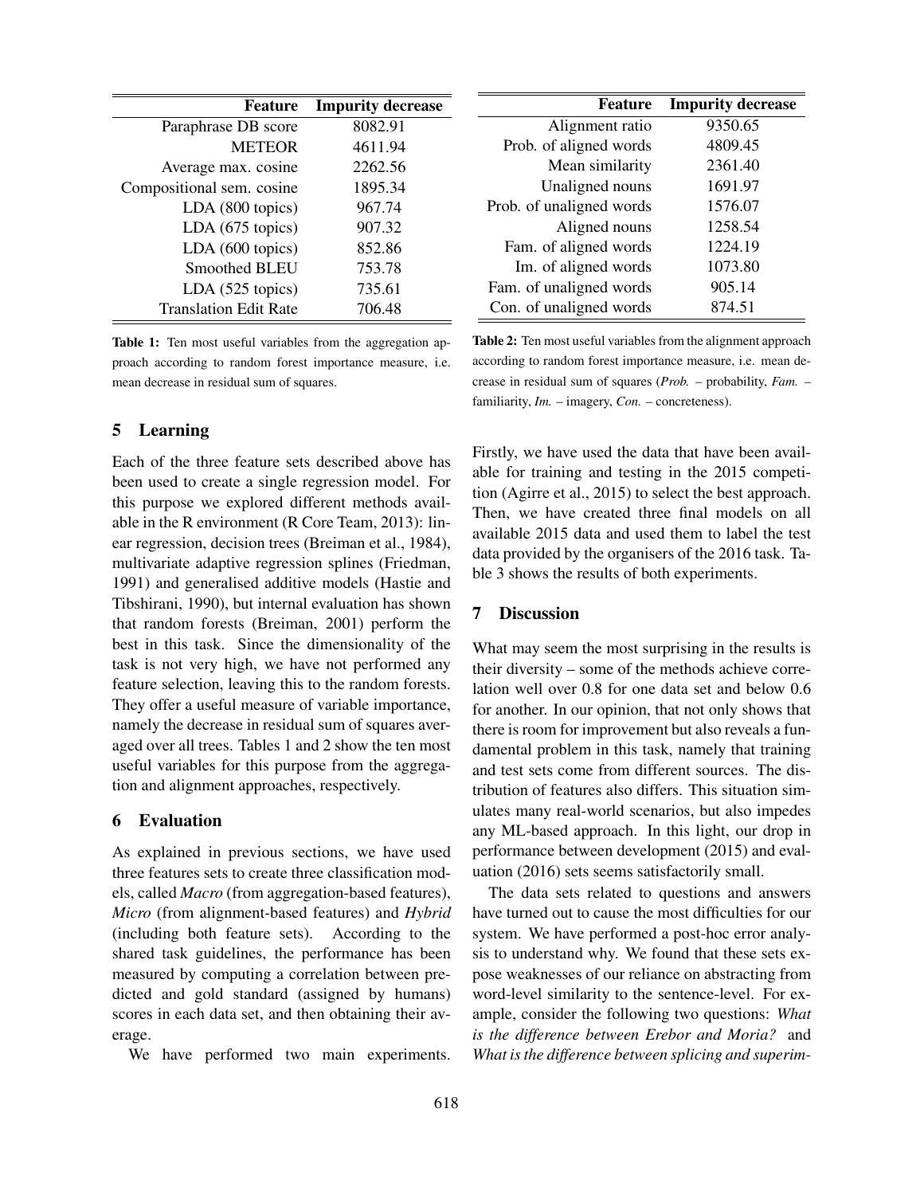| Feature | Impurity decrease |
|---|---|
| Paraphrase DB score | 8082.91 |
| METEOR | 4611.94 |
| Average max. cosine | 2262.56 |
| Compositional sem. cosine | 1895.34 |
| LDA (800 topics) | 967.74 |
| LDA (675 topics) | 907.32 |
| LDA (600 topics) | 852.86 |
| Smoothed BLEU | 753.78 |
| LDA (525 topics) | 735.61 |
| Translation Edit Rate | 706.48 |

**Table 1:** Ten most useful variables from the aggregation approach according to random forest importance measure, i.e. mean decrease in residual sum of squares.

| Feature | Impurity decrease |
|---|---|
| Alignment ratio | 9350.65 |
| Prob. of aligned words | 4809.45 |
| Mean similarity | 2361.40 |
| Unaligned nouns | 1691.97 |
| Prob. of unaligned words | 1576.07 |
| Aligned nouns | 1258.54 |
| Fam. of aligned words | 1224.19 |
| Im. of aligned words | 1073.80 |
| Fam. of unaligned words | 905.14 |
| Con. of unaligned words | 874.51 |

**Table 2:** Ten most useful variables from the alignment approach according to random forest importance measure, i.e. mean decrease in residual sum of squares (*Prob.* – probability, *Fam.* – familiarity, *Im.* – imagery, *Con.* – concreteness).

## 5 Learning

Each of the three feature sets described above has been used to create a single regression model. For this purpose we explored different methods available in the R environment (R Core Team, 2013): linear regression, decision trees (Breiman et al., 1984), multivariate adaptive regression splines (Friedman, 1991) and generalised additive models (Hastie and Tibshirani, 1990), but internal evaluation has shown that random forests (Breiman, 2001) perform the best in this task. Since the dimensionality of the task is not very high, we have not performed any feature selection, leaving this to the random forests. They offer a useful measure of variable importance, namely the decrease in residual sum of squares averaged over all trees. Tables 1 and 2 show the ten most useful variables for this purpose from the aggregation and alignment approaches, respectively.

## 6 Evaluation

As explained in previous sections, we have used three features sets to create three classification models, called *Macro* (from aggregation-based features), *Micro* (from alignment-based features) and *Hybrid* (including both feature sets). According to the shared task guidelines, the performance has been measured by computing a correlation between predicted and gold standard (assigned by humans) scores in each data set, and then obtaining their average.

We have performed two main experiments. Firstly, we have used the data that have been available for training and testing in the 2015 competition (Agirre et al., 2015) to select the best approach. Then, we have created three final models on all available 2015 data and used them to label the test data provided by the organisers of the 2016 task. Table 3 shows the results of both experiments.

## 7 Discussion

What may seem the most surprising in the results is their diversity – some of the methods achieve correlation well over 0.8 for one data set and below 0.6 for another. In our opinion, that not only shows that there is room for improvement but also reveals a fundamental problem in this task, namely that training and test sets come from different sources. The distribution of features also differs. This situation simulates many real-world scenarios, but also impedes any ML-based approach. In this light, our drop in performance between development (2015) and evaluation (2016) sets seems satisfactorily small.

The data sets related to questions and answers have turned out to cause the most difficulties for our system. We have performed a post-hoc error analysis to understand why. We found that these sets expose weaknesses of our reliance on abstracting from word-level similarity to the sentence-level. For example, consider the following two questions: *What is the difference between Erebor and Moria?* and *What is the difference between splicing and superim-*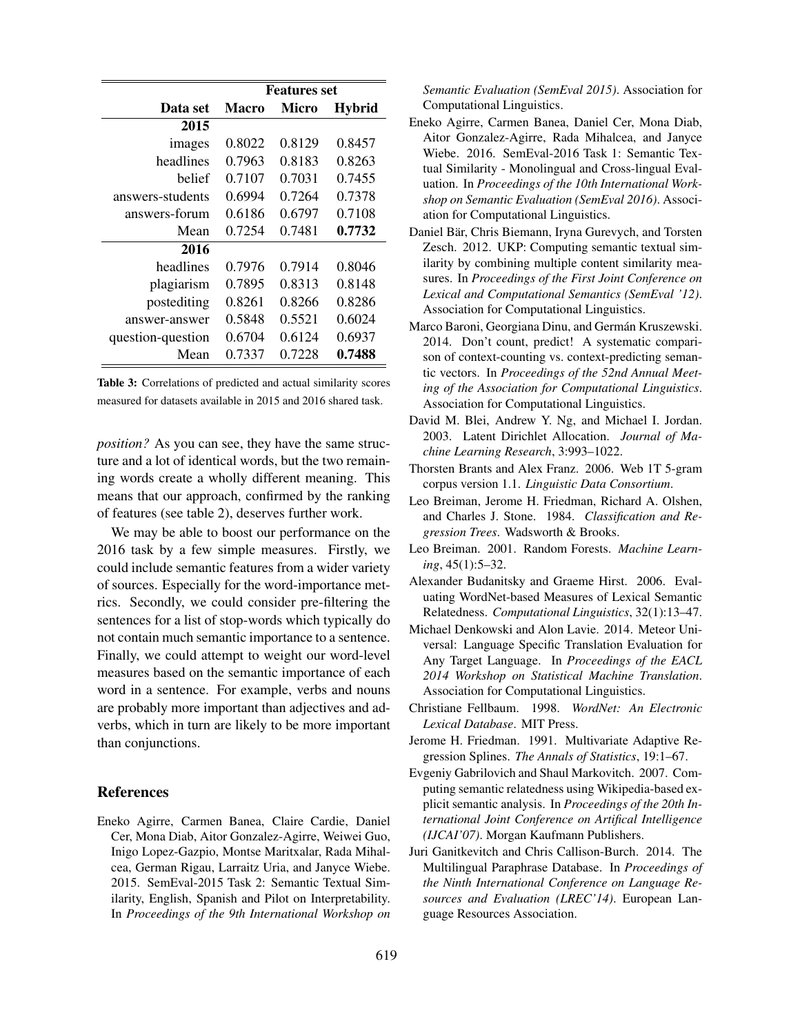| | Features set | | |
|---|---|---|---|
| **Data set** | **Macro** | **Micro** | **Hybrid** |
| **2015** | | | |
| images | 0.8022 | 0.8129 | 0.8457 |
| headlines | 0.7963 | 0.8183 | 0.8263 |
| belief | 0.7107 | 0.7031 | 0.7455 |
| answers-students | 0.6994 | 0.7264 | 0.7378 |
| answers-forum | 0.6186 | 0.6797 | 0.7108 |
| Mean | 0.7254 | 0.7481 | **0.7732** |
| **2016** | | | |
| headlines | 0.7976 | 0.7914 | 0.8046 |
| plagiarism | 0.7895 | 0.8313 | 0.8148 |
| postediting | 0.8261 | 0.8266 | 0.8286 |
| answer-answer | 0.5848 | 0.5521 | 0.6024 |
| question-question | 0.6704 | 0.6124 | 0.6937 |
| Mean | 0.7337 | 0.7228 | **0.7488** |

**Table 3:** Correlations of predicted and actual similarity scores measured for datasets available in 2015 and 2016 shared task.

*position?* As you can see, they have the same structure and a lot of identical words, but the two remaining words create a wholly different meaning. This means that our approach, confirmed by the ranking of features (see table 2), deserves further work.

We may be able to boost our performance on the 2016 task by a few simple measures. Firstly, we could include semantic features from a wider variety of sources. Especially for the word-importance metrics. Secondly, we could consider pre-filtering the sentences for a list of stop-words which typically do not contain much semantic importance to a sentence. Finally, we could attempt to weight our word-level measures based on the semantic importance of each word in a sentence. For example, verbs and nouns are probably more important than adjectives and adverbs, which in turn are likely to be more important than conjunctions.

## References

Eneko Agirre, Carmen Banea, Claire Cardie, Daniel Cer, Mona Diab, Aitor Gonzalez-Agirre, Weiwei Guo, Inigo Lopez-Gazpio, Montse Maritxalar, Rada Mihalcea, German Rigau, Larraitz Uria, and Janyce Wiebe. 2015. SemEval-2015 Task 2: Semantic Textual Similarity, English, Spanish and Pilot on Interpretability. In *Proceedings of the 9th International Workshop on Semantic Evaluation (SemEval 2015)*. Association for Computational Linguistics.

Eneko Agirre, Carmen Banea, Daniel Cer, Mona Diab, Aitor Gonzalez-Agirre, Rada Mihalcea, and Janyce Wiebe. 2016. SemEval-2016 Task 1: Semantic Textual Similarity - Monolingual and Cross-lingual Evaluation. In *Proceedings of the 10th International Workshop on Semantic Evaluation (SemEval 2016)*. Association for Computational Linguistics.

Daniel Bär, Chris Biemann, Iryna Gurevych, and Torsten Zesch. 2012. UKP: Computing semantic textual similarity by combining multiple content similarity measures. In *Proceedings of the First Joint Conference on Lexical and Computational Semantics (SemEval '12)*. Association for Computational Linguistics.

Marco Baroni, Georgiana Dinu, and Germán Kruszewski. 2014. Don't count, predict! A systematic comparison of context-counting vs. context-predicting semantic vectors. In *Proceedings of the 52nd Annual Meeting of the Association for Computational Linguistics*. Association for Computational Linguistics.

David M. Blei, Andrew Y. Ng, and Michael I. Jordan. 2003. Latent Dirichlet Allocation. *Journal of Machine Learning Research*, 3:993–1022.

Thorsten Brants and Alex Franz. 2006. Web 1T 5-gram corpus version 1.1. *Linguistic Data Consortium*.

Leo Breiman, Jerome H. Friedman, Richard A. Olshen, and Charles J. Stone. 1984. *Classification and Regression Trees*. Wadsworth & Brooks.

Leo Breiman. 2001. Random Forests. *Machine Learning*, 45(1):5–32.

Alexander Budanitsky and Graeme Hirst. 2006. Evaluating WordNet-based Measures of Lexical Semantic Relatedness. *Computational Linguistics*, 32(1):13–47.

Michael Denkowski and Alon Lavie. 2014. Meteor Universal: Language Specific Translation Evaluation for Any Target Language. In *Proceedings of the EACL 2014 Workshop on Statistical Machine Translation*. Association for Computational Linguistics.

Christiane Fellbaum. 1998. *WordNet: An Electronic Lexical Database*. MIT Press.

Jerome H. Friedman. 1991. Multivariate Adaptive Regression Splines. *The Annals of Statistics*, 19:1–67.

Evgeniy Gabrilovich and Shaul Markovitch. 2007. Computing semantic relatedness using Wikipedia-based explicit semantic analysis. In *Proceedings of the 20th International Joint Conference on Artifical Intelligence (IJCAI'07)*. Morgan Kaufmann Publishers.

Juri Ganitkevitch and Chris Callison-Burch. 2014. The Multilingual Paraphrase Database. In *Proceedings of the Ninth International Conference on Language Resources and Evaluation (LREC'14)*. European Language Resources Association.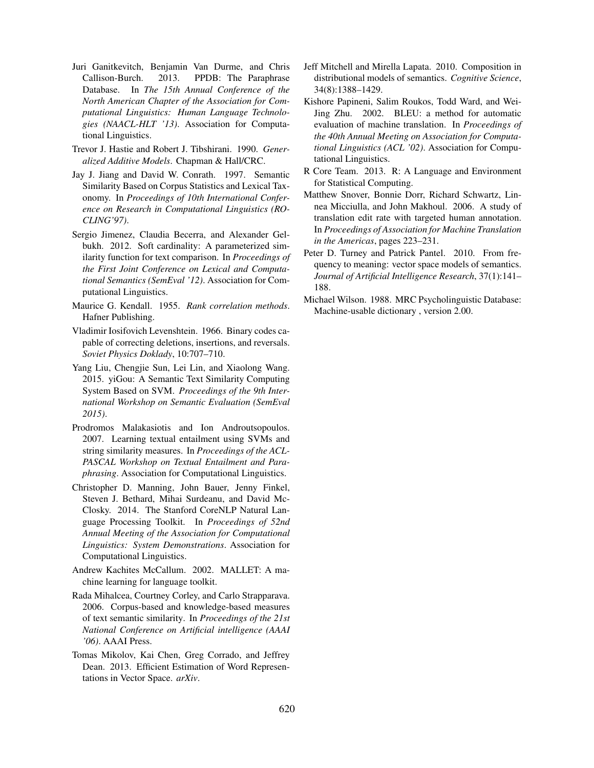Juri Ganitkevitch, Benjamin Van Durme, and Chris Callison-Burch. 2013. PPDB: The Paraphrase Database. In *The 15th Annual Conference of the North American Chapter of the Association for Computational Linguistics: Human Language Technologies (NAACL-HLT '13)*. Association for Computational Linguistics.

Trevor J. Hastie and Robert J. Tibshirani. 1990. *Generalized Additive Models*. Chapman & Hall/CRC.

Jay J. Jiang and David W. Conrath. 1997. Semantic Similarity Based on Corpus Statistics and Lexical Taxonomy. In *Proceedings of 10th International Conference on Research in Computational Linguistics (ROCLING'97)*.

Sergio Jimenez, Claudia Becerra, and Alexander Gelbukh. 2012. Soft cardinality: A parameterized similarity function for text comparison. In *Proceedings of the First Joint Conference on Lexical and Computational Semantics (SemEval '12)*. Association for Computational Linguistics.

Maurice G. Kendall. 1955. *Rank correlation methods*. Hafner Publishing.

Vladimir Iosifovich Levenshtein. 1966. Binary codes capable of correcting deletions, insertions, and reversals. *Soviet Physics Doklady*, 10:707–710.

Yang Liu, Chengjie Sun, Lei Lin, and Xiaolong Wang. 2015. yiGou: A Semantic Text Similarity Computing System Based on SVM. *Proceedings of the 9th International Workshop on Semantic Evaluation (SemEval 2015)*.

Prodromos Malakasiotis and Ion Androutsopoulos. 2007. Learning textual entailment using SVMs and string similarity measures. In *Proceedings of the ACL-PASCAL Workshop on Textual Entailment and Paraphrasing*. Association for Computational Linguistics.

Christopher D. Manning, John Bauer, Jenny Finkel, Steven J. Bethard, Mihai Surdeanu, and David McClosky. 2014. The Stanford CoreNLP Natural Language Processing Toolkit. In *Proceedings of 52nd Annual Meeting of the Association for Computational Linguistics: System Demonstrations*. Association for Computational Linguistics.

Andrew Kachites McCallum. 2002. MALLET: A machine learning for language toolkit.

Rada Mihalcea, Courtney Corley, and Carlo Strapparava. 2006. Corpus-based and knowledge-based measures of text semantic similarity. In *Proceedings of the 21st National Conference on Artificial intelligence (AAAI '06)*. AAAI Press.

Tomas Mikolov, Kai Chen, Greg Corrado, and Jeffrey Dean. 2013. Efficient Estimation of Word Representations in Vector Space. *arXiv*.

Jeff Mitchell and Mirella Lapata. 2010. Composition in distributional models of semantics. *Cognitive Science*, 34(8):1388–1429.

Kishore Papineni, Salim Roukos, Todd Ward, and Wei-Jing Zhu. 2002. BLEU: a method for automatic evaluation of machine translation. In *Proceedings of the 40th Annual Meeting on Association for Computational Linguistics (ACL '02)*. Association for Computational Linguistics.

R Core Team. 2013. R: A Language and Environment for Statistical Computing.

Matthew Snover, Bonnie Dorr, Richard Schwartz, Linnea Micciulla, and John Makhoul. 2006. A study of translation edit rate with targeted human annotation. In *Proceedings of Association for Machine Translation in the Americas*, pages 223–231.

Peter D. Turney and Patrick Pantel. 2010. From frequency to meaning: vector space models of semantics. *Journal of Artificial Intelligence Research*, 37(1):141–188.

Michael Wilson. 1988. MRC Psycholinguistic Database: Machine-usable dictionary , version 2.00.